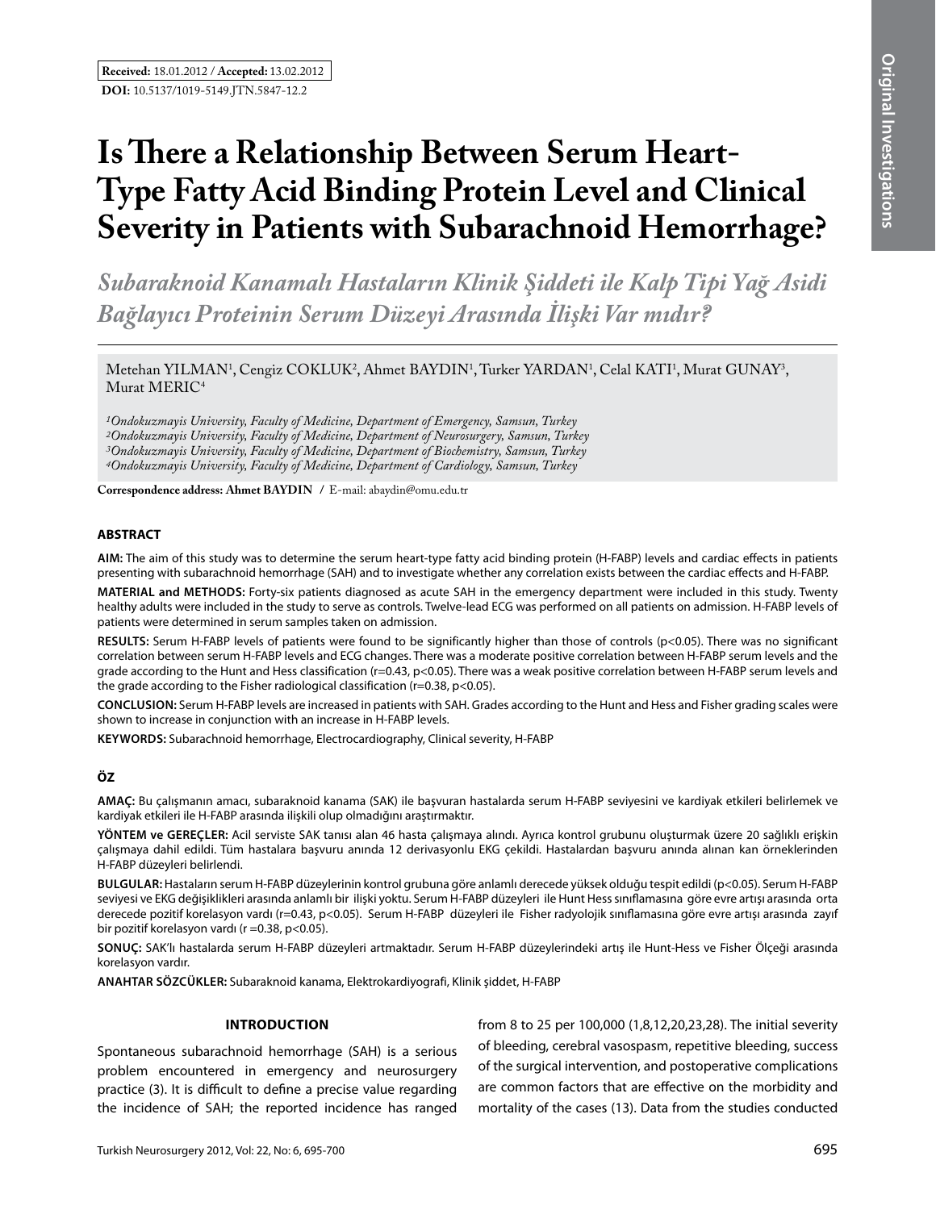**Received:** 18.01.2012 / **Accepted:** 13.02.2012

**DOI:** 10.5137/1019-5149.JTN.5847-12.2

# Is There a Relationship Between Serum Heart-Type Fatty Acid Binding Protein Level and Clinical Severity in Patients with Subarachnoid Hemorrhage?

*Subaraknoid Kanamalı Hastaların Klinik Şiddeti ile Kalp Tipi Yağ Asidi Bağlayıcı Proteinin Serum Düzeyi Arasında İlişki Var mıdır?*

Metehan YILMAN[1], Cengiz COKLUK[2], Ahmet BAYDIN[1], Turker YARDAN[1], Celal KATI[1], Murat GUNAY[3], Murat MERIC[4]

*[1]Ondokuzmayis University, Faculty of Medicine, Department of Emergency, Samsun, Turkey*
*[2]Ondokuzmayis University, Faculty of Medicine, Department of Neurosurgery, Samsun, Turkey*
*[3]Ondokuzmayis University, Faculty of Medicine, Department of Biochemistry, Samsun, Turkey*
*[4]Ondokuzmayis University, Faculty of Medicine, Department of Cardiology, Samsun, Turkey*

**Correspondence address: Ahmet BAYDIN** / E-mail: abaydin@omu.edu.tr

## ABSTRACT

**AIM:** The aim of this study was to determine the serum heart-type fatty acid binding protein (H-FABP) levels and cardiac effects in patients presenting with subarachnoid hemorrhage (SAH) and to investigate whether any correlation exists between the cardiac effects and H-FABP.

**MATERIAL and METHODS:** Forty-six patients diagnosed as acute SAH in the emergency department were included in this study. Twenty healthy adults were included in the study to serve as controls. Twelve-lead ECG was performed on all patients on admission. H-FABP levels of patients were determined in serum samples taken on admission.

**RESULTS:** Serum H-FABP levels of patients were found to be significantly higher than those of controls ($p<0.05$). There was no significant correlation between serum H-FABP levels and ECG changes. There was a moderate positive correlation between H-FABP serum levels and the grade according to the Hunt and Hess classification ($r=0.43$, $p<0.05$). There was a weak positive correlation between H-FABP serum levels and the grade according to the Fisher radiological classification ($r=0.38$, $p<0.05$).

**CONCLUSION:** Serum H-FABP levels are increased in patients with SAH. Grades according to the Hunt and Hess and Fisher grading scales were shown to increase in conjunction with an increase in H-FABP levels.

**KEYWORDS:** Subarachnoid hemorrhage, Electrocardiography, Clinical severity, H-FABP

## ÖZ

**AMAÇ:** Bu çalışmanın amacı, subaraknoid kanama (SAK) ile başvuran hastalarda serum H-FABP seviyesini ve kardiyak etkileri belirlemek ve kardiyak etkileri ile H-FABP arasında ilişkili olup olmadığını araştırmaktır.

**YÖNTEM ve GEREÇLER:** Acil serviste SAK tanısı alan 46 hasta çalışmaya alındı. Ayrıca kontrol grubunu oluşturmak üzere 20 sağlıklı erişkin çalışmaya dahil edildi. Tüm hastalara başvuru anında 12 derivasyonlu EKG çekildi. Hastalardan başvuru anında alınan kan örneklerinden H-FABP düzeyleri belirlendi.

**BULGULAR:** Hastaların serum H-FABP düzeylerinin kontrol grubuna göre anlamlı derecede yüksek olduğu tespit edildi ($p<0.05$). Serum H-FABP seviyesi ve EKG değişiklikleri arasında anlamlı bir ilişki yoktu. Serum H-FABP düzeyleri ile Hunt Hess sınıflamasına göre evre artışı arasında orta derecede pozitif korelasyon vardı ($r=0.43$, $p<0.05$). Serum H-FABP düzeyleri ile Fisher radyolojik sınıflamasına göre evre artışı arasında zayıf bir pozitif korelasyon vardı ($r=0.38$, $p<0.05$).

**SONUÇ:** SAK'lı hastalarda serum H-FABP düzeyleri artmaktadır. Serum H-FABP düzeylerindeki artış ile Hunt-Hess ve Fisher Ölçeği arasında korelasyon vardır.

**ANAHTAR SÖZCÜKLER:** Subaraknoid kanama, Elektrokardiyografi, Klinik şiddet, H-FABP

## INTRODUCTION

Spontaneous subarachnoid hemorrhage (SAH) is a serious problem encountered in emergency and neurosurgery practice (3). It is difficult to define a precise value regarding the incidence of SAH; the reported incidence has ranged from 8 to 25 per 100,000 (1,8,12,20,23,28). The initial severity of bleeding, cerebral vasospasm, repetitive bleeding, success of the surgical intervention, and postoperative complications are common factors that are effective on the morbidity and mortality of the cases (13). Data from the studies conducted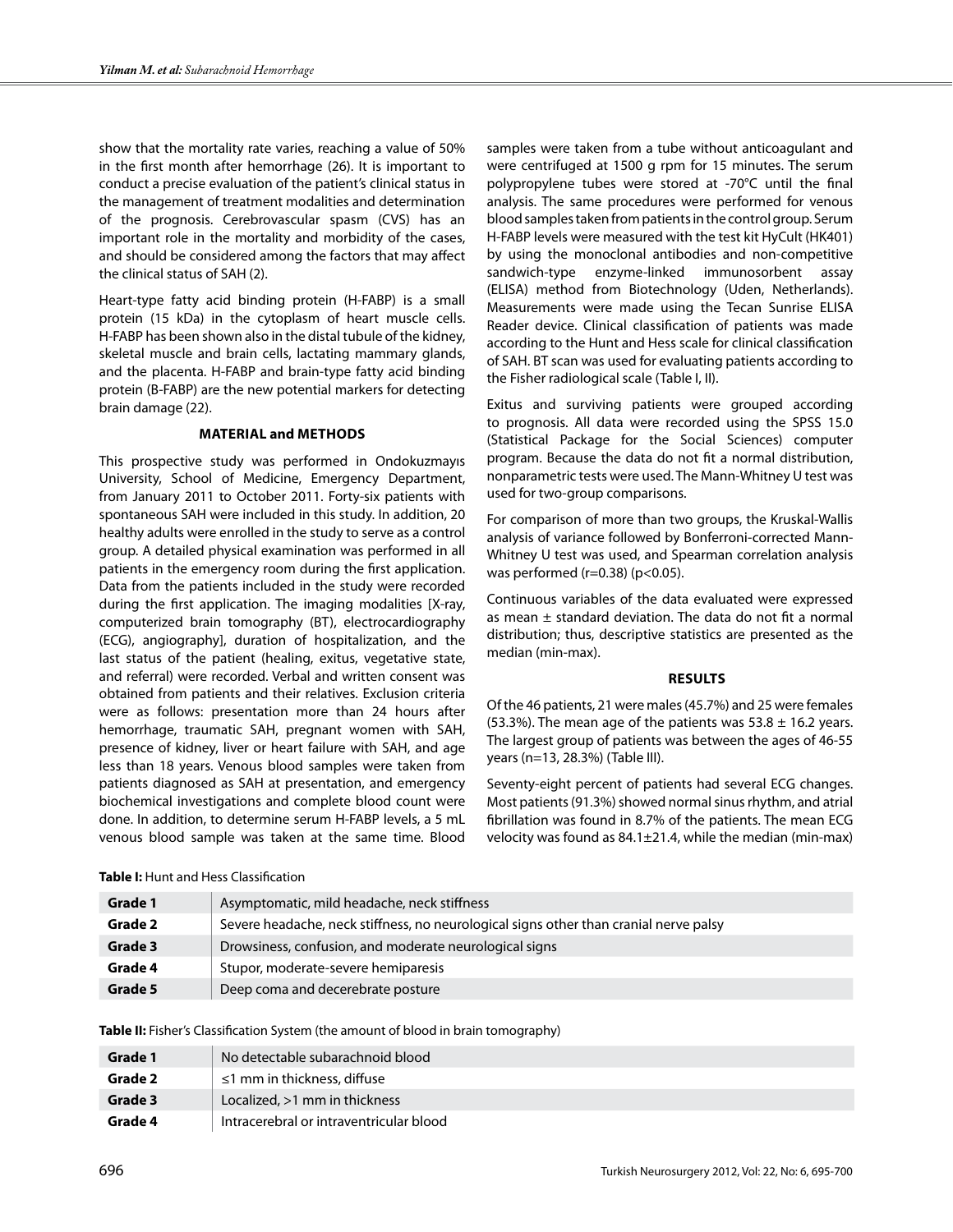show that the mortality rate varies, reaching a value of 50% in the first month after hemorrhage (26). It is important to conduct a precise evaluation of the patient's clinical status in the management of treatment modalities and determination of the prognosis. Cerebrovascular spasm (CVS) has an important role in the mortality and morbidity of the cases, and should be considered among the factors that may affect the clinical status of SAH (2).

Heart-type fatty acid binding protein (H-FABP) is a small protein (15 kDa) in the cytoplasm of heart muscle cells. H-FABP has been shown also in the distal tubule of the kidney, skeletal muscle and brain cells, lactating mammary glands, and the placenta. H-FABP and brain-type fatty acid binding protein (B-FABP) are the new potential markers for detecting brain damage (22).

## MATERIAL and METHODS

This prospective study was performed in Ondokuzmayıs University, School of Medicine, Emergency Department, from January 2011 to October 2011. Forty-six patients with spontaneous SAH were included in this study. In addition, 20 healthy adults were enrolled in the study to serve as a control group. A detailed physical examination was performed in all patients in the emergency room during the first application. Data from the patients included in the study were recorded during the first application. The imaging modalities [X-ray, computerized brain tomography (BT), electrocardiography (ECG), angiography], duration of hospitalization, and the last status of the patient (healing, exitus, vegetative state, and referral) were recorded. Verbal and written consent was obtained from patients and their relatives. Exclusion criteria were as follows: presentation more than 24 hours after hemorrhage, traumatic SAH, pregnant women with SAH, presence of kidney, liver or heart failure with SAH, and age less than 18 years. Venous blood samples were taken from patients diagnosed as SAH at presentation, and emergency biochemical investigations and complete blood count were done. In addition, to determine serum H-FABP levels, a 5 mL venous blood sample was taken at the same time. Blood samples were taken from a tube without anticoagulant and were centrifuged at 1500 g rpm for 15 minutes. The serum polypropylene tubes were stored at -70°C until the final analysis. The same procedures were performed for venous blood samples taken from patients in the control group. Serum H-FABP levels were measured with the test kit HyCult (HK401) by using the monoclonal antibodies and non-competitive sandwich-type enzyme-linked immunosorbent assay (ELISA) method from Biotechnology (Uden, Netherlands). Measurements were made using the Tecan Sunrise ELISA Reader device. Clinical classification of patients was made according to the Hunt and Hess scale for clinical classification of SAH. BT scan was used for evaluating patients according to the Fisher radiological scale (Table I, II).

Exitus and surviving patients were grouped according to prognosis. All data were recorded using the SPSS 15.0 (Statistical Package for the Social Sciences) computer program. Because the data do not fit a normal distribution, nonparametric tests were used. The Mann-Whitney U test was used for two-group comparisons.

For comparison of more than two groups, the Kruskal-Wallis analysis of variance followed by Bonferroni-corrected Mann-Whitney U test was used, and Spearman correlation analysis was performed ($r=0.38$) ($p<0.05$).

Continuous variables of the data evaluated were expressed as mean ± standard deviation. The data do not fit a normal distribution; thus, descriptive statistics are presented as the median (min-max).

## RESULTS

Of the 46 patients, 21 were males (45.7%) and 25 were females (53.3%). The mean age of the patients was 53.8 ± 16.2 years. The largest group of patients was between the ages of 46-55 years (n=13, 28.3%) (Table III).

Seventy-eight percent of patients had several ECG changes. Most patients (91.3%) showed normal sinus rhythm, and atrial fibrillation was found in 8.7% of the patients. The mean ECG velocity was found as 84.1±21.4, while the median (min-max)

**Table I:** Hunt and Hess Classification

| | |
|---|---|
| **Grade 1** | Asymptomatic, mild headache, neck stiffness |
| **Grade 2** | Severe headache, neck stiffness, no neurological signs other than cranial nerve palsy |
| **Grade 3** | Drowsiness, confusion, and moderate neurological signs |
| **Grade 4** | Stupor, moderate-severe hemiparesis |
| **Grade 5** | Deep coma and decerebrate posture |

**Table II:** Fisher's Classification System (the amount of blood in brain tomography)

| | |
|---|---|
| **Grade 1** | No detectable subarachnoid blood |
| **Grade 2** | ≤1 mm in thickness, diffuse |
| **Grade 3** | Localized, >1 mm in thickness |
| **Grade 4** | Intracerebral or intraventricular blood |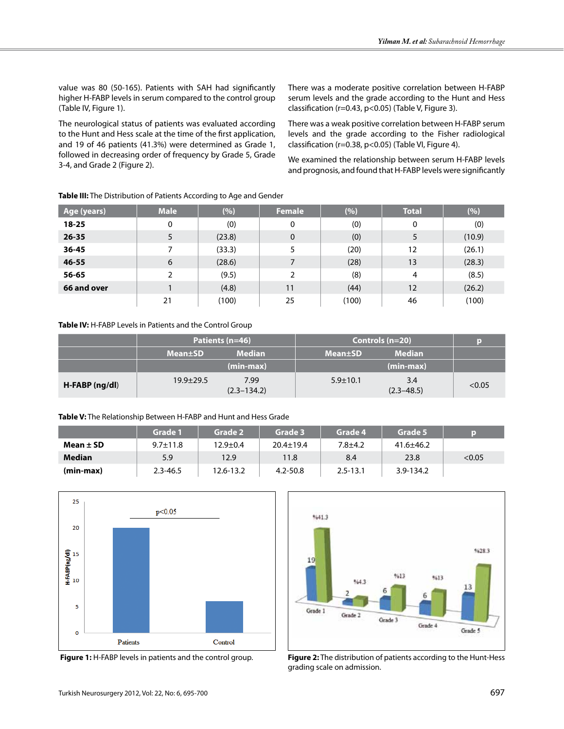value was 80 (50-165). Patients with SAH had significantly higher H-FABP levels in serum compared to the control group (Table IV, Figure 1).

The neurological status of patients was evaluated according to the Hunt and Hess scale at the time of the first application, and 19 of 46 patients (41.3%) were determined as Grade 1, followed in decreasing order of frequency by Grade 5, Grade 3-4, and Grade 2 (Figure 2).

There was a moderate positive correlation between H-FABP serum levels and the grade according to the Hunt and Hess classification (r=0.43, p<0.05) (Table V, Figure 3).

There was a weak positive correlation between H-FABP serum levels and the grade according to the Fisher radiological classification (r=0.38, p<0.05) (Table VI, Figure 4).

We examined the relationship between serum H-FABP levels and prognosis, and found that H-FABP levels were significantly

**Table III:** The Distribution of Patients According to Age and Gender

| Age (years) | Male | (%) | Female | (%) | Total | (%) |
|---|---|---|---|---|---|---|
| **18-25** | 0 | (0) | 0 | (0) | 0 | (0) |
| **26-35** | 5 | (23.8) | 0 | (0) | 5 | (10.9) |
| **36-45** | 7 | (33.3) | 5 | (20) | 12 | (26.1) |
| **46-55** | 6 | (28.6) | 7 | (28) | 13 | (28.3) |
| **56-65** | 2 | (9.5) | 2 | (8) | 4 | (8.5) |
| **66 and over** | 1 | (4.8) | 11 | (44) | 12 | (26.2) |
| | 21 | (100) | 25 | (100) | 46 | (100) |

**Table IV:** H-FABP Levels in Patients and the Control Group

| | Patients (n=46) | | Controls (n=20) | | p |
|---|---|---|---|---|---|
| | Mean±SD | Median (min-max) | Mean±SD | Median (min-max) | |
| **H-FABP (ng/dl)** | 19.9±29.5 | 7.99 (2.3–134.2) | 5.9±10.1 | 3.4 (2.3–48.5) | <0.05 |

**Table V:** The Relationship Between H-FABP and Hunt and Hess Grade

| | Grade 1 | Grade 2 | Grade 3 | Grade 4 | Grade 5 | p |
|---|---|---|---|---|---|---|
| **Mean ± SD** | 9.7±11.8 | 12.9±0.4 | 20.4±19.4 | 7.8±4.2 | 41.6±46.2 | |
| **Median** | 5.9 | 12.9 | 11.8 | 8.4 | 23.8 | <0.05 |
| **(min-max)** | 2.3-46.5 | 12.6-13.2 | 4.2-50.8 | 2.5-13.1 | 3.9-134.2 | |

**Figure 1:** H-FABP levels in patients and the control group.

**Figure 2:** The distribution of patients according to the Hunt-Hess grading scale on admission.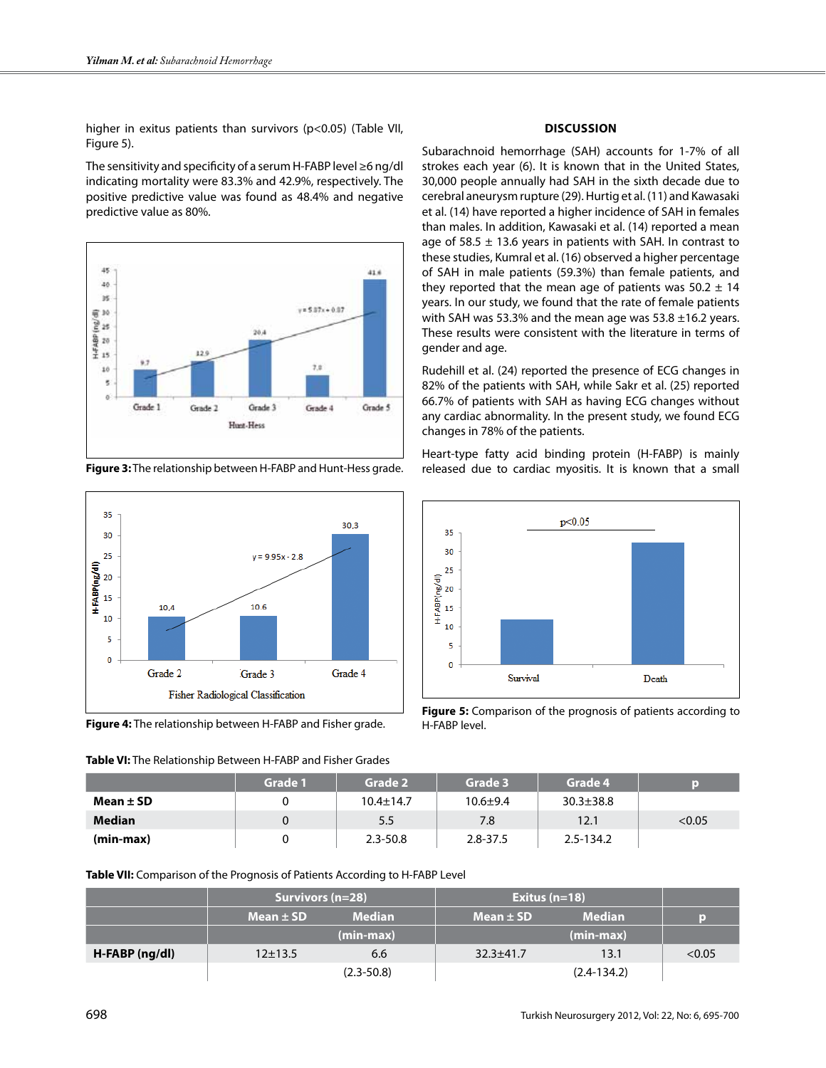higher in exitus patients than survivors ($p<0.05$) (Table VII, Figure 5).

The sensitivity and specificity of a serum H-FABP level ≥6 ng/dl indicating mortality were 83.3% and 42.9%, respectively. The positive predictive value was found as 48.4% and negative predictive value as 80%.

**Figure 3:** The relationship between H-FABP and Hunt-Hess grade.

**Figure 4:** The relationship between H-FABP and Fisher grade.

## DISCUSSION

Subarachnoid hemorrhage (SAH) accounts for 1-7% of all strokes each year (6). It is known that in the United States, 30,000 people annually had SAH in the sixth decade due to cerebral aneurysm rupture (29). Hurtig et al. (11) and Kawasaki et al. (14) have reported a higher incidence of SAH in females than males. In addition, Kawasaki et al. (14) reported a mean age of 58.5 ± 13.6 years in patients with SAH. In contrast to these studies, Kumral et al. (16) observed a higher percentage of SAH in male patients (59.3%) than female patients, and they reported that the mean age of patients was 50.2 ± 14 years. In our study, we found that the rate of female patients with SAH was 53.3% and the mean age was 53.8 ±16.2 years. These results were consistent with the literature in terms of gender and age.

Rudehill et al. (24) reported the presence of ECG changes in 82% of the patients with SAH, while Sakr et al. (25) reported 66.7% of patients with SAH as having ECG changes without any cardiac abnormality. In the present study, we found ECG changes in 78% of the patients.

Heart-type fatty acid binding protein (H-FABP) is mainly released due to cardiac myositis. It is known that a small

**Figure 5:** Comparison of the prognosis of patients according to H-FABP level.

**Table VI:** The Relationship Between H-FABP and Fisher Grades

| | Grade 1 | Grade 2 | Grade 3 | Grade 4 | p |
|---|---|---|---|---|---|
| **Mean ± SD** | 0 | 10.4±14.7 | 10.6±9.4 | 30.3±38.8 | |
| **Median** | 0 | 5.5 | 7.8 | 12.1 | <0.05 |
| **(min-max)** | 0 | 2.3-50.8 | 2.8-37.5 | 2.5-134.2 | |

**Table VII:** Comparison of the Prognosis of Patients According to H-FABP Level

| | Survivors (n=28) | | Exitus (n=18) | | |
|---|---|---|---|---|---|
| | Mean ± SD | Median (min-max) | Mean ± SD | Median (min-max) | p |
| **H-FABP (ng/dl)** | 12±13.5 | 6.6 (2.3-50.8) | 32.3±41.7 | 13.1 (2.4-134.2) | <0.05 |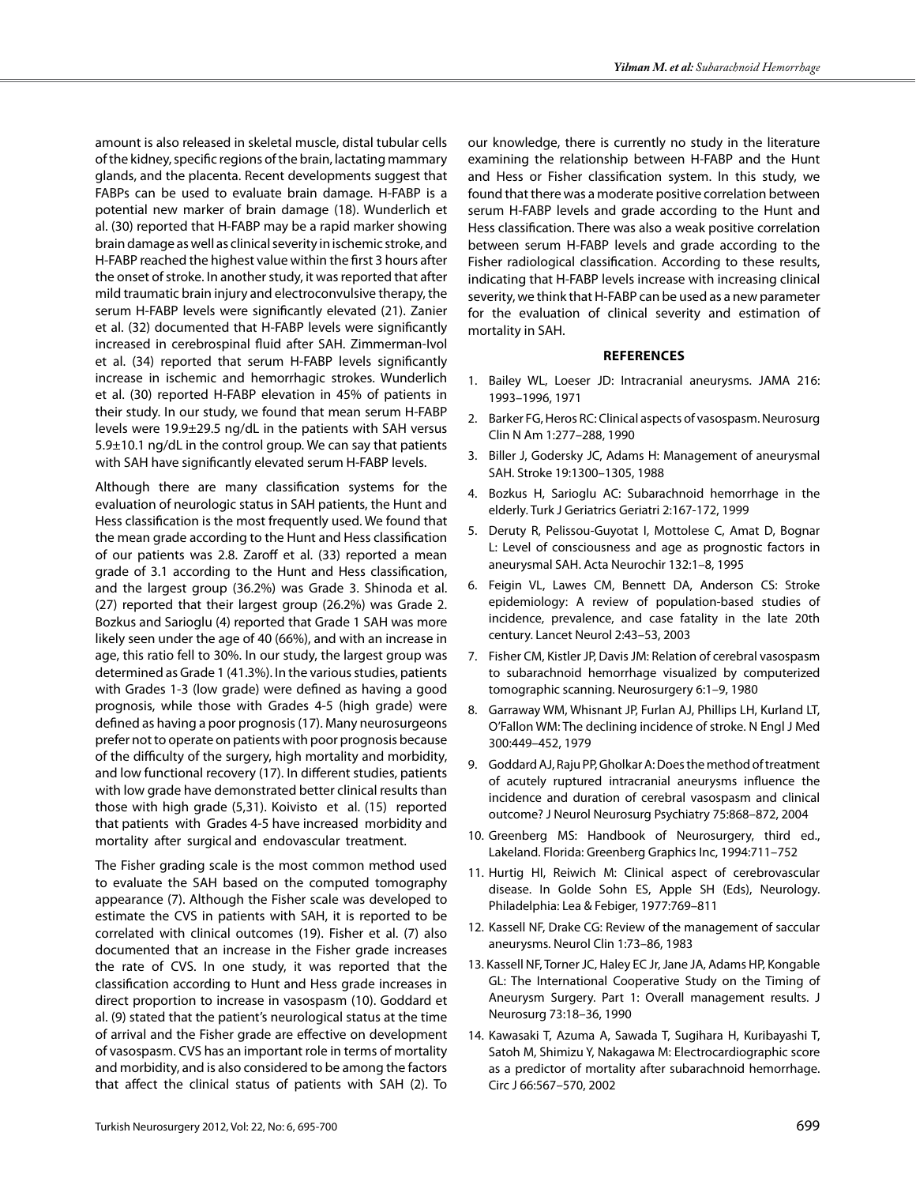amount is also released in skeletal muscle, distal tubular cells of the kidney, specific regions of the brain, lactating mammary glands, and the placenta. Recent developments suggest that FABPs can be used to evaluate brain damage. H-FABP is a potential new marker of brain damage (18). Wunderlich et al. (30) reported that H-FABP may be a rapid marker showing brain damage as well as clinical severity in ischemic stroke, and H-FABP reached the highest value within the first 3 hours after the onset of stroke. In another study, it was reported that after mild traumatic brain injury and electroconvulsive therapy, the serum H-FABP levels were significantly elevated (21). Zanier et al. (32) documented that H-FABP levels were significantly increased in cerebrospinal fluid after SAH. Zimmerman-Ivol et al. (34) reported that serum H-FABP levels significantly increase in ischemic and hemorrhagic strokes. Wunderlich et al. (30) reported H-FABP elevation in 45% of patients in their study. In our study, we found that mean serum H-FABP levels were 19.9±29.5 ng/dL in the patients with SAH versus 5.9±10.1 ng/dL in the control group. We can say that patients with SAH have significantly elevated serum H-FABP levels.

Although there are many classification systems for the evaluation of neurologic status in SAH patients, the Hunt and Hess classification is the most frequently used. We found that the mean grade according to the Hunt and Hess classification of our patients was 2.8. Zaroff et al. (33) reported a mean grade of 3.1 according to the Hunt and Hess classification, and the largest group (36.2%) was Grade 3. Shinoda et al. (27) reported that their largest group (26.2%) was Grade 2. Bozkus and Sarioglu (4) reported that Grade 1 SAH was more likely seen under the age of 40 (66%), and with an increase in age, this ratio fell to 30%. In our study, the largest group was determined as Grade 1 (41.3%). In the various studies, patients with Grades 1-3 (low grade) were defined as having a good prognosis, while those with Grades 4-5 (high grade) were defined as having a poor prognosis (17). Many neurosurgeons prefer not to operate on patients with poor prognosis because of the difficulty of the surgery, high mortality and morbidity, and low functional recovery (17). In different studies, patients with low grade have demonstrated better clinical results than those with high grade (5,31). Koivisto et al. (15) reported that patients with Grades 4-5 have increased morbidity and mortality after surgical and endovascular treatment.

The Fisher grading scale is the most common method used to evaluate the SAH based on the computed tomography appearance (7). Although the Fisher scale was developed to estimate the CVS in patients with SAH, it is reported to be correlated with clinical outcomes (19). Fisher et al. (7) also documented that an increase in the Fisher grade increases the rate of CVS. In one study, it was reported that the classification according to Hunt and Hess grade increases in direct proportion to increase in vasospasm (10). Goddard et al. (9) stated that the patient's neurological status at the time of arrival and the Fisher grade are effective on development of vasospasm. CVS has an important role in terms of mortality and morbidity, and is also considered to be among the factors that affect the clinical status of patients with SAH (2). To our knowledge, there is currently no study in the literature examining the relationship between H-FABP and the Hunt and Hess or Fisher classification system. In this study, we found that there was a moderate positive correlation between serum H-FABP levels and grade according to the Hunt and Hess classification. There was also a weak positive correlation between serum H-FABP levels and grade according to the Fisher radiological classification. According to these results, indicating that H-FABP levels increase with increasing clinical severity, we think that H-FABP can be used as a new parameter for the evaluation of clinical severity and estimation of mortality in SAH.

## REFERENCES

1. Bailey WL, Loeser JD: Intracranial aneurysms. JAMA 216: 1993–1996, 1971
2. Barker FG, Heros RC: Clinical aspects of vasospasm. Neurosurg Clin N Am 1:277–288, 1990
3. Biller J, Godersky JC, Adams H: Management of aneurysmal SAH. Stroke 19:1300–1305, 1988
4. Bozkus H, Sarioglu AC: Subarachnoid hemorrhage in the elderly. Turk J Geriatrics Geriatri 2:167-172, 1999
5. Deruty R, Pelissou-Guyotat I, Mottolese C, Amat D, Bognar L: Level of consciousness and age as prognostic factors in aneurysmal SAH. Acta Neurochir 132:1–8, 1995
6. Feigin VL, Lawes CM, Bennett DA, Anderson CS: Stroke epidemiology: A review of population-based studies of incidence, prevalence, and case fatality in the late 20th century. Lancet Neurol 2:43–53, 2003
7. Fisher CM, Kistler JP, Davis JM: Relation of cerebral vasospasm to subarachnoid hemorrhage visualized by computerized tomographic scanning. Neurosurgery 6:1–9, 1980
8. Garraway WM, Whisnant JP, Furlan AJ, Phillips LH, Kurland LT, O'Fallon WM: The declining incidence of stroke. N Engl J Med 300:449–452, 1979
9. Goddard AJ, Raju PP, Gholkar A: Does the method of treatment of acutely ruptured intracranial aneurysms influence the incidence and duration of cerebral vasospasm and clinical outcome? J Neurol Neurosurg Psychiatry 75:868–872, 2004
10. Greenberg MS: Handbook of Neurosurgery, third ed., Lakeland. Florida: Greenberg Graphics Inc, 1994:711–752
11. Hurtig HI, Reiwich M: Clinical aspect of cerebrovascular disease. In Golde Sohn ES, Apple SH (Eds), Neurology. Philadelphia: Lea & Febiger, 1977:769–811
12. Kassell NF, Drake CG: Review of the management of saccular aneurysms. Neurol Clin 1:73–86, 1983
13. Kassell NF, Torner JC, Haley EC Jr, Jane JA, Adams HP, Kongable GL: The International Cooperative Study on the Timing of Aneurysm Surgery. Part 1: Overall management results. J Neurosurg 73:18–36, 1990
14. Kawasaki T, Azuma A, Sawada T, Sugihara H, Kuribayashi T, Satoh M, Shimizu Y, Nakagawa M: Electrocardiographic score as a predictor of mortality after subarachnoid hemorrhage. Circ J 66:567–570, 2002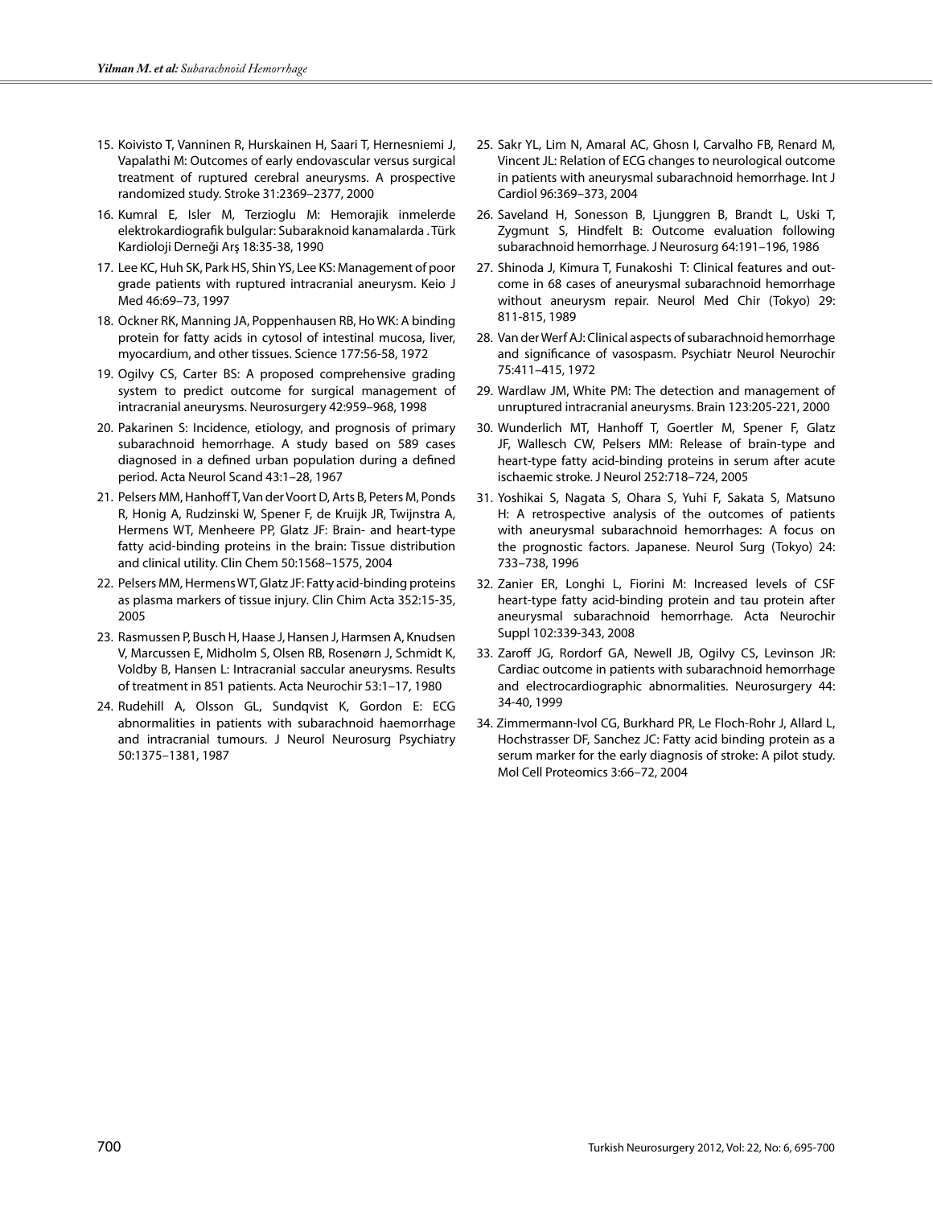15. Koivisto T, Vanninen R, Hurskainen H, Saari T, Hernesniemi J, Vapalathi M: Outcomes of early endovascular versus surgical treatment of ruptured cerebral aneurysms. A prospective randomized study. Stroke 31:2369–2377, 2000

16. Kumral E, Isler M, Terzioglu M: Hemorajik inmelerde elektrokardiografik bulgular: Subaraknoid kanamalarda . Türk Kardioloji Derneği Arş 18:35-38, 1990

17. Lee KC, Huh SK, Park HS, Shin YS, Lee KS: Management of poor grade patients with ruptured intracranial aneurysm. Keio J Med 46:69–73, 1997

18. Ockner RK, Manning JA, Poppenhausen RB, Ho WK: A binding protein for fatty acids in cytosol of intestinal mucosa, liver, myocardium, and other tissues. Science 177:56-58, 1972

19. Ogilvy CS, Carter BS: A proposed comprehensive grading system to predict outcome for surgical management of intracranial aneurysms. Neurosurgery 42:959–968, 1998

20. Pakarinen S: Incidence, etiology, and prognosis of primary subarachnoid hemorrhage. A study based on 589 cases diagnosed in a defined urban population during a defined period. Acta Neurol Scand 43:1–28, 1967

21. Pelsers MM, Hanhoff T, Van der Voort D, Arts B, Peters M, Ponds R, Honig A, Rudzinski W, Spener F, de Kruijk JR, Twijnstra A, Hermens WT, Menheere PP, Glatz JF: Brain- and heart-type fatty acid-binding proteins in the brain: Tissue distribution and clinical utility. Clin Chem 50:1568–1575, 2004

22. Pelsers MM, Hermens WT, Glatz JF: Fatty acid-binding proteins as plasma markers of tissue injury. Clin Chim Acta 352:15-35, 2005

23. Rasmussen P, Busch H, Haase J, Hansen J, Harmsen A, Knudsen V, Marcussen E, Midholm S, Olsen RB, Rosenørn J, Schmidt K, Voldby B, Hansen L: Intracranial saccular aneurysms. Results of treatment in 851 patients. Acta Neurochir 53:1–17, 1980

24. Rudehill A, Olsson GL, Sundqvist K, Gordon E: ECG abnormalities in patients with subarachnoid haemorrhage and intracranial tumours. J Neurol Neurosurg Psychiatry 50:1375–1381, 1987

25. Sakr YL, Lim N, Amaral AC, Ghosn I, Carvalho FB, Renard M, Vincent JL: Relation of ECG changes to neurological outcome in patients with aneurysmal subarachnoid hemorrhage. Int J Cardiol 96:369–373, 2004

26. Saveland H, Sonesson B, Ljunggren B, Brandt L, Uski T, Zygmunt S, Hindfelt B: Outcome evaluation following subarachnoid hemorrhage. J Neurosurg 64:191–196, 1986

27. Shinoda J, Kimura T, Funakoshi T: Clinical features and outcome in 68 cases of aneurysmal subarachnoid hemorrhage without aneurysm repair. Neurol Med Chir (Tokyo) 29: 811-815, 1989

28. Van der Werf AJ: Clinical aspects of subarachnoid hemorrhage and significance of vasospasm. Psychiatr Neurol Neurochir 75:411–415, 1972

29. Wardlaw JM, White PM: The detection and management of unruptured intracranial aneurysms. Brain 123:205-221, 2000

30. Wunderlich MT, Hanhoff T, Goertler M, Spener F, Glatz JF, Wallesch CW, Pelsers MM: Release of brain-type and heart-type fatty acid-binding proteins in serum after acute ischaemic stroke. J Neurol 252:718–724, 2005

31. Yoshikai S, Nagata S, Ohara S, Yuhi F, Sakata S, Matsuno H: A retrospective analysis of the outcomes of patients with aneurysmal subarachnoid hemorrhages: A focus on the prognostic factors. Japanese. Neurol Surg (Tokyo) 24: 733–738, 1996

32. Zanier ER, Longhi L, Fiorini M: Increased levels of CSF heart-type fatty acid-binding protein and tau protein after aneurysmal subarachnoid hemorrhage. Acta Neurochir Suppl 102:339-343, 2008

33. Zaroff JG, Rordorf GA, Newell JB, Ogilvy CS, Levinson JR: Cardiac outcome in patients with subarachnoid hemorrhage and electrocardiographic abnormalities. Neurosurgery 44: 34-40, 1999

34. Zimmermann-Ivol CG, Burkhard PR, Le Floch-Rohr J, Allard L, Hochstrasser DF, Sanchez JC: Fatty acid binding protein as a serum marker for the early diagnosis of stroke: A pilot study. Mol Cell Proteomics 3:66–72, 2004